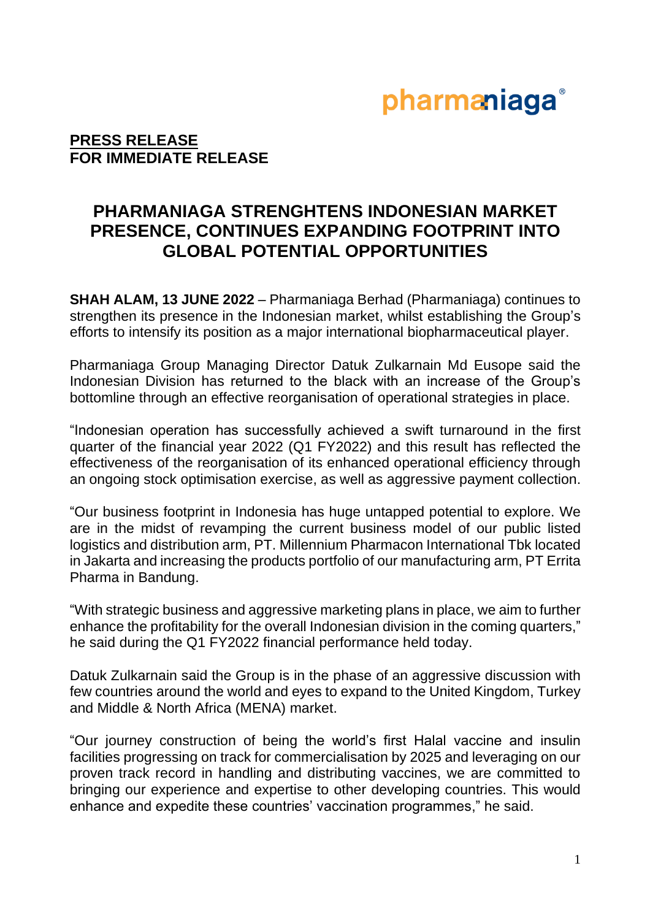pharmaniaga®

**PRESS RELEASE**
**FOR IMMEDIATE RELEASE**

# PHARMANIAGA STRENGHTENS INDONESIAN MARKET PRESENCE, CONTINUES EXPANDING FOOTPRINT INTO GLOBAL POTENTIAL OPPORTUNITIES

**SHAH ALAM, 13 JUNE 2022** – Pharmaniaga Berhad (Pharmaniaga) continues to strengthen its presence in the Indonesian market, whilst establishing the Group's efforts to intensify its position as a major international biopharmaceutical player.

Pharmaniaga Group Managing Director Datuk Zulkarnain Md Eusope said the Indonesian Division has returned to the black with an increase of the Group's bottomline through an effective reorganisation of operational strategies in place.

"Indonesian operation has successfully achieved a swift turnaround in the first quarter of the financial year 2022 (Q1 FY2022) and this result has reflected the effectiveness of the reorganisation of its enhanced operational efficiency through an ongoing stock optimisation exercise, as well as aggressive payment collection.

"Our business footprint in Indonesia has huge untapped potential to explore. We are in the midst of revamping the current business model of our public listed logistics and distribution arm, PT. Millennium Pharmacon International Tbk located in Jakarta and increasing the products portfolio of our manufacturing arm, PT Errita Pharma in Bandung.

"With strategic business and aggressive marketing plans in place, we aim to further enhance the profitability for the overall Indonesian division in the coming quarters," he said during the Q1 FY2022 financial performance held today.

Datuk Zulkarnain said the Group is in the phase of an aggressive discussion with few countries around the world and eyes to expand to the United Kingdom, Turkey and Middle & North Africa (MENA) market.

"Our journey construction of being the world's first Halal vaccine and insulin facilities progressing on track for commercialisation by 2025 and leveraging on our proven track record in handling and distributing vaccines, we are committed to bringing our experience and expertise to other developing countries. This would enhance and expedite these countries' vaccination programmes," he said.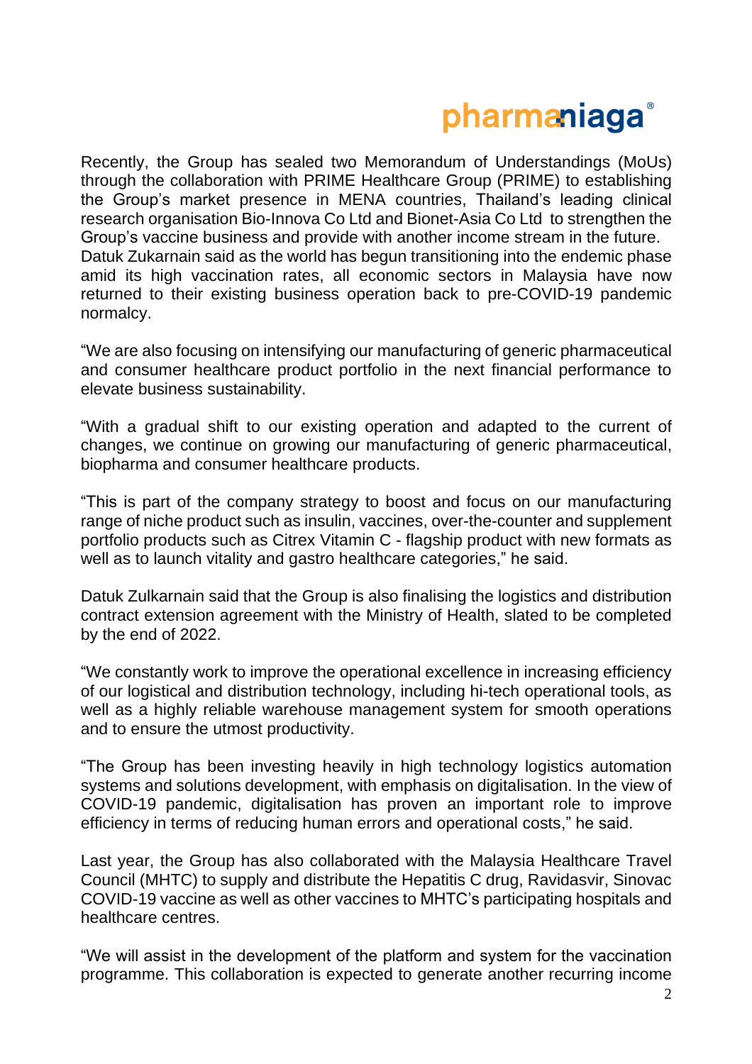Recently, the Group has sealed two Memorandum of Understandings (MoUs) through the collaboration with PRIME Healthcare Group (PRIME) to establishing the Group's market presence in MENA countries, Thailand's leading clinical research organisation Bio-Innova Co Ltd and Bionet-Asia Co Ltd to strengthen the Group's vaccine business and provide with another income stream in the future.
Datuk Zukarnain said as the world has begun transitioning into the endemic phase amid its high vaccination rates, all economic sectors in Malaysia have now returned to their existing business operation back to pre-COVID-19 pandemic normalcy.

"We are also focusing on intensifying our manufacturing of generic pharmaceutical and consumer healthcare product portfolio in the next financial performance to elevate business sustainability.

"With a gradual shift to our existing operation and adapted to the current of changes, we continue on growing our manufacturing of generic pharmaceutical, biopharma and consumer healthcare products.

"This is part of the company strategy to boost and focus on our manufacturing range of niche product such as insulin, vaccines, over-the-counter and supplement portfolio products such as Citrex Vitamin C - flagship product with new formats as well as to launch vitality and gastro healthcare categories," he said.

Datuk Zulkarnain said that the Group is also finalising the logistics and distribution contract extension agreement with the Ministry of Health, slated to be completed by the end of 2022.

"We constantly work to improve the operational excellence in increasing efficiency of our logistical and distribution technology, including hi-tech operational tools, as well as a highly reliable warehouse management system for smooth operations and to ensure the utmost productivity.

"The Group has been investing heavily in high technology logistics automation systems and solutions development, with emphasis on digitalisation. In the view of COVID-19 pandemic, digitalisation has proven an important role to improve efficiency in terms of reducing human errors and operational costs," he said.

Last year, the Group has also collaborated with the Malaysia Healthcare Travel Council (MHTC) to supply and distribute the Hepatitis C drug, Ravidasvir, Sinovac COVID-19 vaccine as well as other vaccines to MHTC's participating hospitals and healthcare centres.

"We will assist in the development of the platform and system for the vaccination programme. This collaboration is expected to generate another recurring income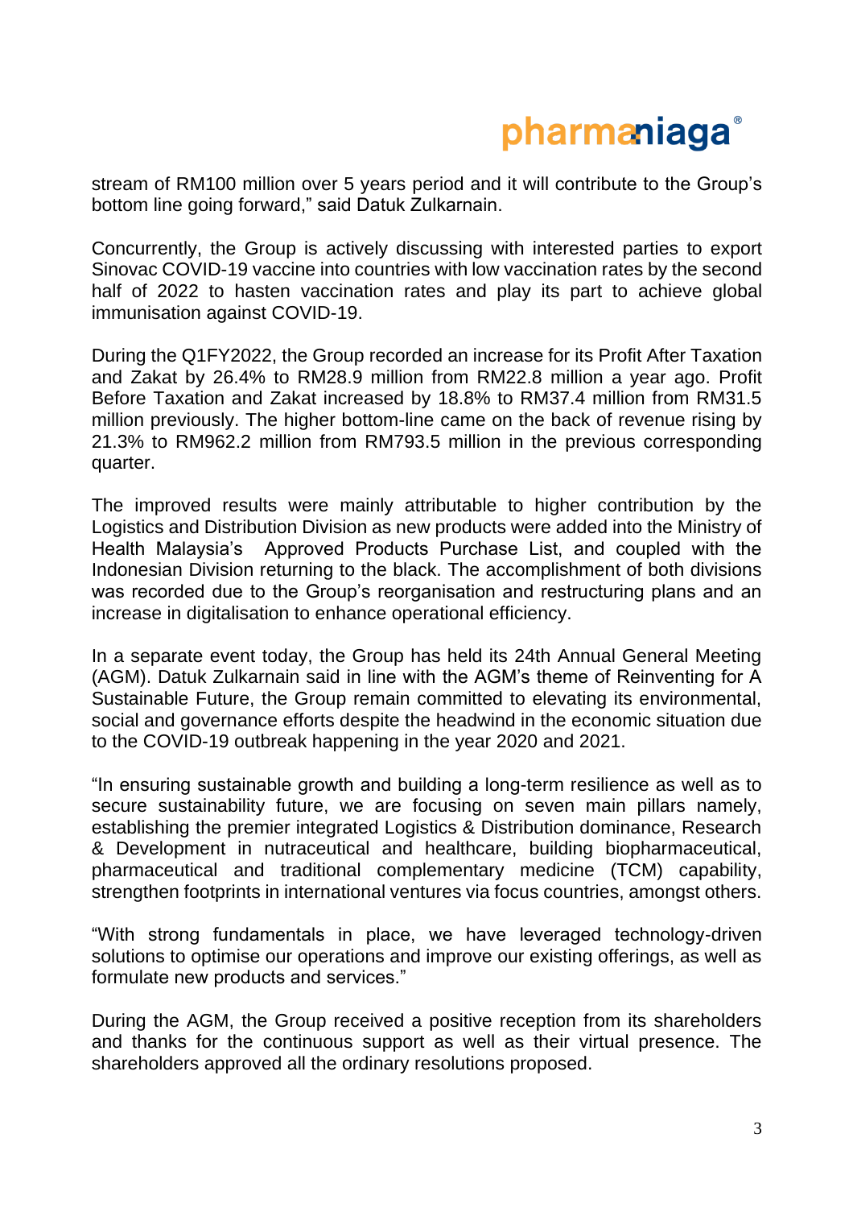stream of RM100 million over 5 years period and it will contribute to the Group's bottom line going forward," said Datuk Zulkarnain.

Concurrently, the Group is actively discussing with interested parties to export Sinovac COVID-19 vaccine into countries with low vaccination rates by the second half of 2022 to hasten vaccination rates and play its part to achieve global immunisation against COVID-19.

During the Q1FY2022, the Group recorded an increase for its Profit After Taxation and Zakat by 26.4% to RM28.9 million from RM22.8 million a year ago. Profit Before Taxation and Zakat increased by 18.8% to RM37.4 million from RM31.5 million previously. The higher bottom-line came on the back of revenue rising by 21.3% to RM962.2 million from RM793.5 million in the previous corresponding quarter.

The improved results were mainly attributable to higher contribution by the Logistics and Distribution Division as new products were added into the Ministry of Health Malaysia's Approved Products Purchase List, and coupled with the Indonesian Division returning to the black. The accomplishment of both divisions was recorded due to the Group's reorganisation and restructuring plans and an increase in digitalisation to enhance operational efficiency.

In a separate event today, the Group has held its 24th Annual General Meeting (AGM). Datuk Zulkarnain said in line with the AGM's theme of Reinventing for A Sustainable Future, the Group remain committed to elevating its environmental, social and governance efforts despite the headwind in the economic situation due to the COVID-19 outbreak happening in the year 2020 and 2021.

"In ensuring sustainable growth and building a long-term resilience as well as to secure sustainability future, we are focusing on seven main pillars namely, establishing the premier integrated Logistics & Distribution dominance, Research & Development in nutraceutical and healthcare, building biopharmaceutical, pharmaceutical and traditional complementary medicine (TCM) capability, strengthen footprints in international ventures via focus countries, amongst others.

"With strong fundamentals in place, we have leveraged technology-driven solutions to optimise our operations and improve our existing offerings, as well as formulate new products and services."

During the AGM, the Group received a positive reception from its shareholders and thanks for the continuous support as well as their virtual presence. The shareholders approved all the ordinary resolutions proposed.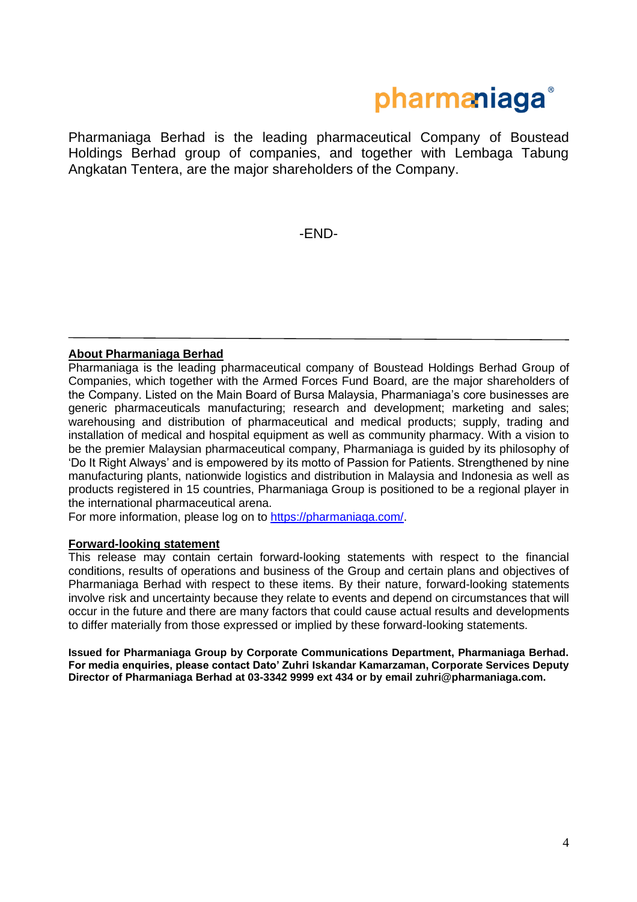pharmaniaga®

Pharmaniaga Berhad is the leading pharmaceutical Company of Boustead Holdings Berhad group of companies, and together with Lembaga Tabung Angkatan Tentera, are the major shareholders of the Company.

-END-

---

**About Pharmaniaga Berhad**

Pharmaniaga is the leading pharmaceutical company of Boustead Holdings Berhad Group of Companies, which together with the Armed Forces Fund Board, are the major shareholders of the Company. Listed on the Main Board of Bursa Malaysia, Pharmaniaga's core businesses are generic pharmaceuticals manufacturing; research and development; marketing and sales; warehousing and distribution of pharmaceutical and medical products; supply, trading and installation of medical and hospital equipment as well as community pharmacy. With a vision to be the premier Malaysian pharmaceutical company, Pharmaniaga is guided by its philosophy of 'Do It Right Always' and is empowered by its motto of Passion for Patients. Strengthened by nine manufacturing plants, nationwide logistics and distribution in Malaysia and Indonesia as well as products registered in 15 countries, Pharmaniaga Group is positioned to be a regional player in the international pharmaceutical arena.

For more information, please log on to https://pharmaniaga.com/.

**Forward-looking statement**

This release may contain certain forward-looking statements with respect to the financial conditions, results of operations and business of the Group and certain plans and objectives of Pharmaniaga Berhad with respect to these items. By their nature, forward-looking statements involve risk and uncertainty because they relate to events and depend on circumstances that will occur in the future and there are many factors that could cause actual results and developments to differ materially from those expressed or implied by these forward-looking statements.

**Issued for Pharmaniaga Group by Corporate Communications Department, Pharmaniaga Berhad. For media enquiries, please contact Dato' Zuhri Iskandar Kamarzaman, Corporate Services Deputy Director of Pharmaniaga Berhad at 03-3342 9999 ext 434 or by email zuhri@pharmaniaga.com.**